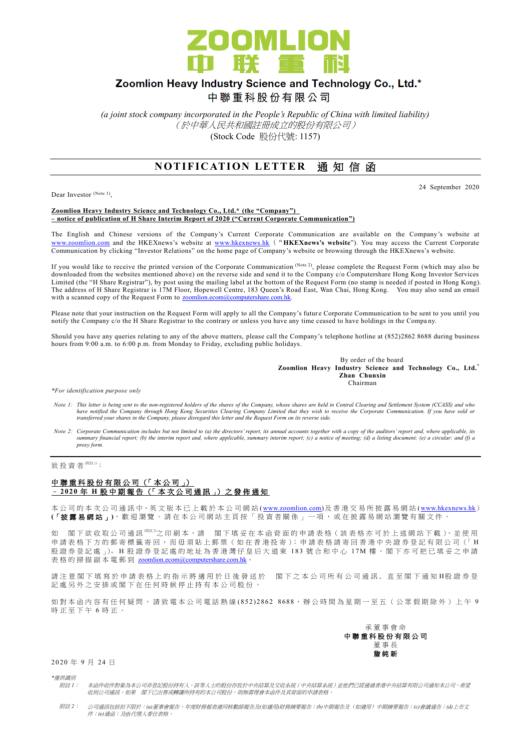# ZOOMLION
# 中 联 重 科

## Zoomlion Heavy Industry Science and Technology Co., Ltd.*
## 中聯重科股份有限公司

*(a joint stock company incorporated in the People's Republic of China with limited liability)*
*（於中華人民共和國註冊成立的股份有限公司）*
(Stock Code 股份代號: 1157)

## NOTIFICATION LETTER 通知信函

24 September 2020

Dear Investor (Note 1),

**Zoomlion Heavy Industry Science and Technology Co., Ltd.\* (the "Company")**
**– notice of publication of H Share Interim Report of 2020 ("Current Corporate Communication")**

The English and Chinese versions of the Company's Current Corporate Communication are available on the Company's website at www.zoomlion.com and the HKEXnews's website at www.hkexnews.hk ("**HKEXnews's website**"). You may access the Current Corporate Communication by clicking "Investor Relations" on the home page of Company's website or browsing through the HKEXnews's website.

If you would like to receive the printed version of the Corporate Communication (Note 2), please complete the Request Form (which may also be downloaded from the websites mentioned above) on the reverse side and send it to the Company c/o Computershare Hong Kong Investor Services Limited (the "H Share Registrar"), by post using the mailing label at the bottom of the Request Form (no stamp is needed if posted in Hong Kong). The address of H Share Registrar is 17M Floor, Hopewell Centre, 183 Queen's Road East, Wan Chai, Hong Kong. You may also send an email with a scanned copy of the Request Form to zoomlion.ecom@computershare.com.hk.

Please note that your instruction on the Request Form will apply to all the Company's future Corporate Communication to be sent to you until you notify the Company c/o the H Share Registrar to the contrary or unless you have any time ceased to have holdings in the Company.

Should you have any queries relating to any of the above matters, please call the Company's telephone hotline at (852)2862 8688 during business hours from 9:00 a.m. to 6:00 p.m. from Monday to Friday, excluding public holidays.

By order of the board
**Zoomlion Heavy Industry Science and Technology Co., Ltd.\***
**Zhan Chunxin**
Chairman

*\*For identification purpose only*

*Note 1: This letter is being sent to the non-registered holders of the shares of the Company, whose shares are held in Central Clearing and Settlement System (CCASS) and who have notified the Company through Hong Kong Securities Clearing Company Limited that they wish to receive the Corporate Communication. If you have sold or transferred your shares in the Company, please disregard this letter and the Request Form on its reverse side.*

*Note 2: Corporate Communication includes but not limited to (a) the directors' report, its annual accounts together with a copy of the auditors' report and, where applicable, its summary financial report; (b) the interim report and, where applicable, summary interim report; (c) a notice of meeting; (d) a listing document; (e) a circular; and (f) a proxy form.*

---

致投資者(附註1)：

**中聯重科股份有限公司（「本公司」）**
**– 2020年H股中期報告（「本次公司通訊」）之發佈通知**

本公司的本次公司通訊中、英文版本已上載於本公司網站(www.zoomlion.com)及香港交易所披露易網站(www.hkexnews.hk)（「**披露易網站**」），歡迎瀏覽。請在本公司網站主頁按「投資者關係」一項，或在披露易網站瀏覽有關文件。

如 閣下欲收取公司通訊(附註2)之印刷本，請 閣下填妥在本函背面的申請表格（該表格亦可於上述網站下載），並使用申請表格下方的郵寄標籤寄回，而毋須貼上郵票（如在香港投寄）；申請表格請寄回香港中央證券登記有限公司（「H股證券登記處」）。H股證券登記處的地址為香港灣仔皇后大道東183號合和中心17M樓。閣下亦可把已填妥之申請表格的掃描副本電郵到 zoomlion.ecom@computershare.com.hk。

請注意閣下填寫於申請表格上的指示將適用於日後發送於 閣下之本公司所有公司通訊，直至閣下通知H股證券登記處另外之安排或閣下在任何時候停止持有本公司股份。

如對本函內容有任何疑問，請致電本公司電話熱線(852)2862 8688，辦公時間為星期一至五（公眾假期除外）上午9時正至下午6時正。

承董事會命
**中聯重科股份有限公司**
董事長
**詹純新**

2020年9月24日

*\*僅供識別*

*附註1： 本函件收件對象為本公司非登記股份持有人。該等人士的股份存放於中央結算及交收系統（中央結算系統）並他們已經通過香港中央結算有限公司通知本公司，希望收到公司通訊。如果 閣下已出售或轉讓所持有的本公司股份，則無需理會本函件及其背面的申請表格。*

*附註2： 公司通訊包括但不限於：(a)董事會報告、年度財務報表連同核數師報告及(如適用)財務摘要報告；(b)中期報告及（如適用）中期摘要報告；(c)會議通告；(d)上市文件；(e)通函；及(f)代理人委任表格。*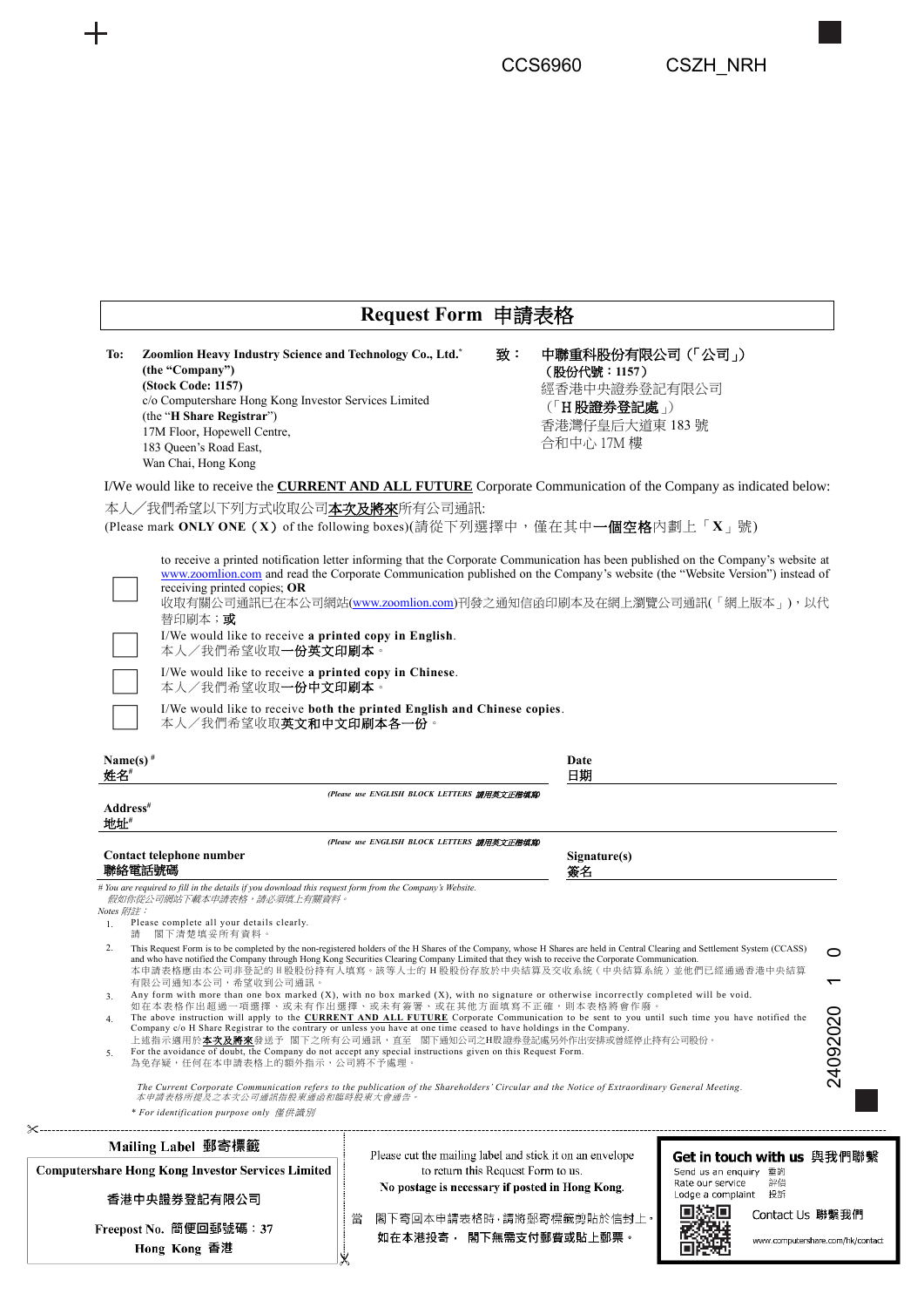# Request Form 申請表格

**To: Zoomlion Heavy Industry Science and Technology Co., Ltd.\***
**(the "Company")**
**(Stock Code: 1157)**
c/o Computershare Hong Kong Investor Services Limited
(the "**H Share Registrar**")
17M Floor, Hopewell Centre,
183 Queen's Road East,
Wan Chai, Hong Kong

**致： 中聯重科股份有限公司（「公司」）**
**（股份代號：1157）**
經香港中央證券登記有限公司
（「**H股證券登記處**」）
香港灣仔皇后大道東183號
合和中心17M樓

I/We would like to receive the **CURRENT AND ALL FUTURE** Corporate Communication of the Company as indicated below:
本人╱我們希望以下列方式收取公司**本次及將來**所有公司通訊:
(Please mark **ONLY ONE** (**X**) of the following boxes)(請從下列選擇中，僅在其中**一個空格**內劃上「**X**」號)

☐ to receive a printed notification letter informing that the Corporate Communication has been published on the Company's website at www.zoomlion.com and read the Corporate Communication published on the Company's website (the "Website Version") instead of receiving printed copies; **OR**
收取有關公司通訊已在本公司網站(www.zoomlion.com)刊發之通知信函印刷本及在網上瀏覽公司通訊(「網上版本」)，以代替印刷本；**或**

☐ I/We would like to receive **a printed copy in English**.
本人╱我們希望收取**一份英文印刷本**。

☐ I/We would like to receive **a printed copy in Chinese**.
本人╱我們希望收取**一份中文印刷本**。

☐ I/We would like to receive **both the printed English and Chinese copies**.
本人╱我們希望收取**英文和中文印刷本各一份**。

Name(s) # 姓名#: ____________________ *(Please use ENGLISH BLOCK LETTERS 請用英文正楷填寫)*

Date 日期: ____________________

Address# 地址#: ____________________ *(Please use ENGLISH BLOCK LETTERS 請用英文正楷填寫)*

Contact telephone number 聯絡電話號碼: ____________________

Signature(s) 簽名: ____________________

*# You are required to fill in the details if you download this request form from the Company's Website.*
*假如你從公司網站下載本申請表格，請必須填上有關資料。*

*Notes 附註：*

1. Please complete all your details clearly.
請 閣下清楚填妥所有資料。
2. This Request Form is to be completed by the non-registered holders of the H Shares of the Company, whose H Shares are held in Central Clearing and Settlement System (CCASS) and who have notified the Company through Hong Kong Securities Clearing Company Limited that they wish to receive the Corporate Communication.
本申請表格應由本公司非登記的H股股份持有人填寫。該等人士的H股股份存放於中央結算及交收系統（中央結算系統）並他們已經通過香港中央結算有限公司通知本公司，希望收到公司通訊。
3. Any form with more than one box marked (X), with no box marked (X), with no signature or otherwise incorrectly completed will be void.
如在本表格作出超過一項選擇、或未有作出選擇、或未有簽署、或在其他方面填寫不正確，則本表格將會作廢。
4. The above instruction will apply to the **CURRENT AND ALL FUTURE** Corporate Communication to be sent to you until such time you have notified the Company c/o H Share Registrar to the contrary or unless you have at one time ceased to have holdings in the Company.
上述指示適用於**本次及將來**發送予 閣下之所有公司通訊，直至 閣下通知公司之H股證券登記處另外作出安排或曾經停止持有公司股份。
5. For the avoidance of doubt, the Company do not accept any special instructions given on this Request Form.
為免存疑，任何在本申請表格上的額外指示，公司將不予處理。

*The Current Corporate Communication refers to the publication of the Shareholders' Circular and the Notice of Extraordinary General Meeting.*
*本申請表格所提及之本次公司通訊指股東通函和臨時股東大會通告。*

*\* For identification purpose only 僅供識別*

---

**Mailing Label 郵寄標籤**

**Computershare Hong Kong Investor Services Limited**
**香港中央證券登記有限公司**
**Freepost No. 簡便回郵號碼：37**
**Hong Kong 香港**

Please cut the mailing label and stick it on an envelope to return this Request Form to us.
**No postage is necessary if posted in Hong Kong.**

當 閣下寄回本申請表格時，請將郵寄標籤剪貼於信封上。
**如在本港投寄， 閣下無需支付郵費或貼上郵票。**

**Get in touch with us 與我們聯繫**
Send us an enquiry 查詢
Rate our service 評價
Lodge a complaint 投訴
Contact Us 聯繫我們
www.computershare.com/hk/contact